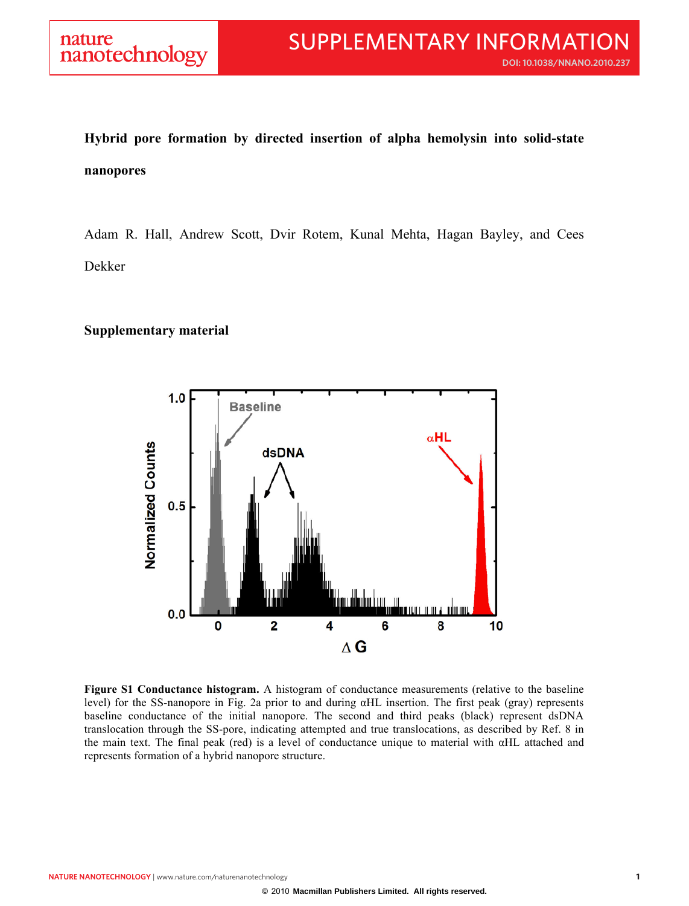# Hybrid pore formation by directed insertion of alpha hemolysin into solid-state nanopores

Adam R. Hall, Andrew Scott, Dvir Rotem, Kunal Mehta, Hagan Bayley, and Cees Dekker

## Supplementary material

**Figure S1 Conductance histogram.** A histogram of conductance measurements (relative to the baseline level) for the SS-nanopore in Fig. 2a prior to and during αHL insertion. The first peak (gray) represents baseline conductance of the initial nanopore. The second and third peaks (black) represent dsDNA translocation through the SS-pore, indicating attempted and true translocations, as described by Ref. 8 in the main text. The final peak (red) is a level of conductance unique to material with αHL attached and represents formation of a hybrid nanopore structure.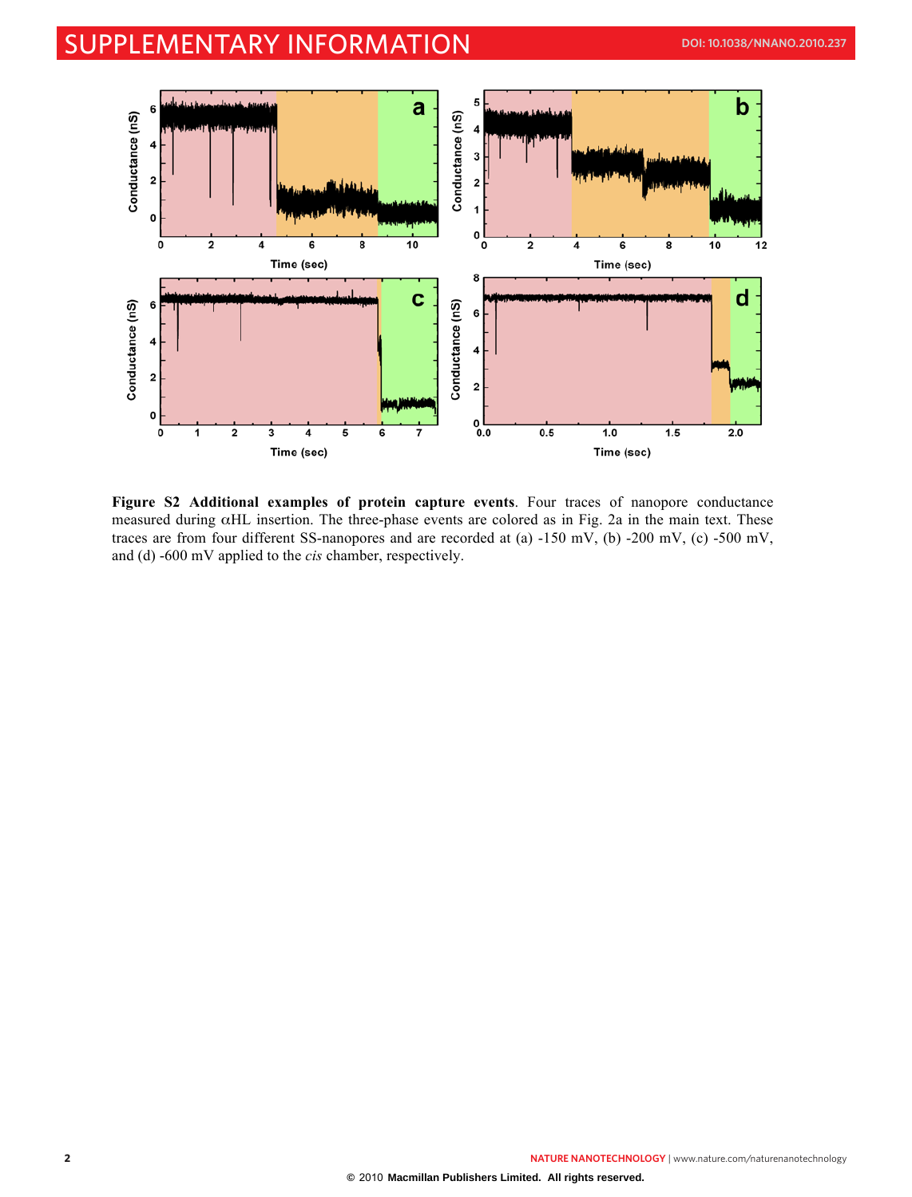**Figure S2 Additional examples of protein capture events**. Four traces of nanopore conductance measured during αHL insertion. The three-phase events are colored as in Fig. 2a in the main text. These traces are from four different SS-nanopores and are recorded at (a) -150 mV, (b) -200 mV, (c) -500 mV, and (d) -600 mV applied to the *cis* chamber, respectively.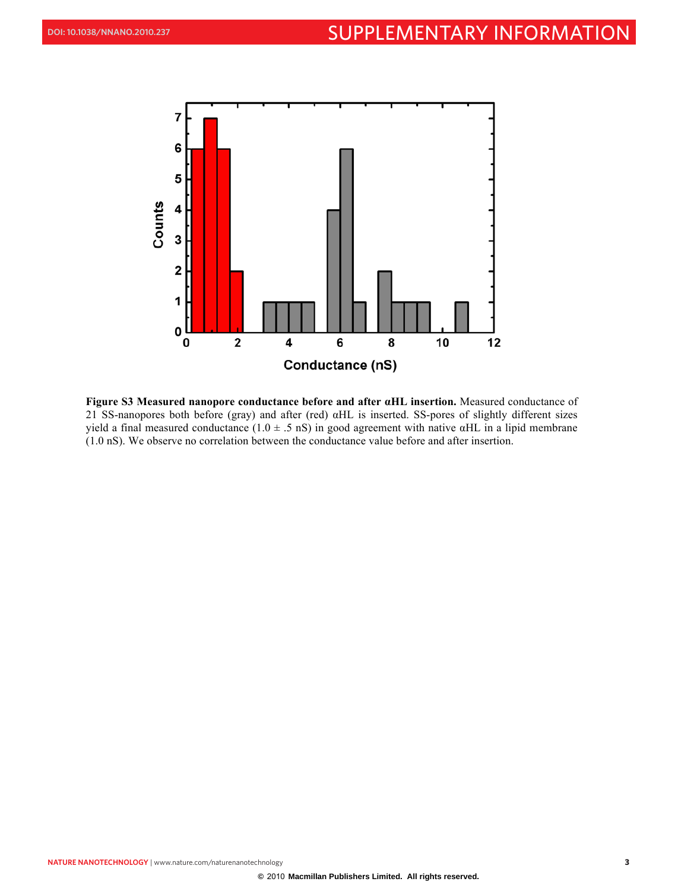**Figure S3 Measured nanopore conductance before and after αHL insertion.** Measured conductance of 21 SS-nanopores both before (gray) and after (red) αHL is inserted. SS-pores of slightly different sizes yield a final measured conductance (1.0 ± .5 nS) in good agreement with native αHL in a lipid membrane (1.0 nS). We observe no correlation between the conductance value before and after insertion.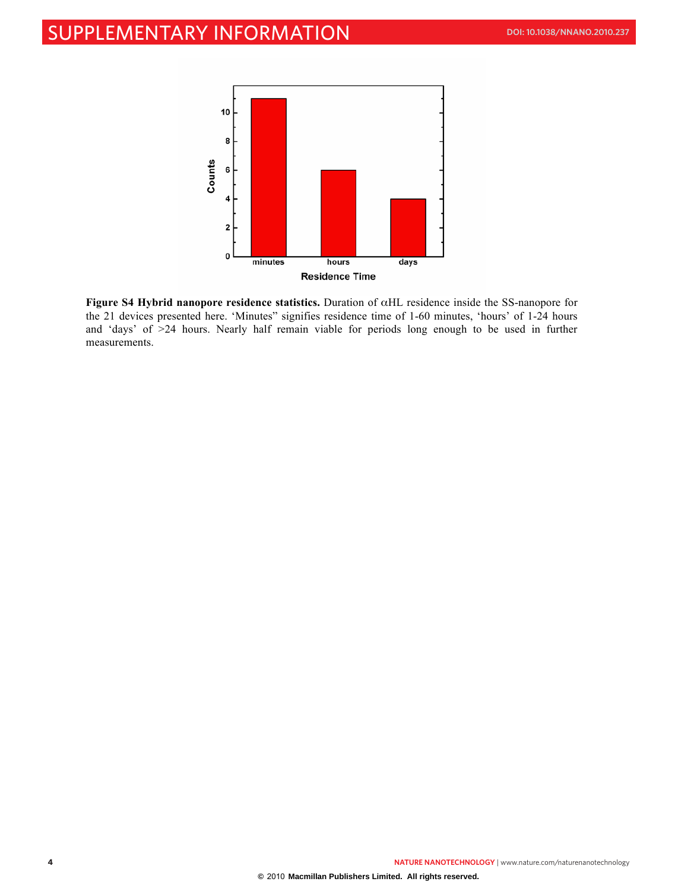**Figure S4 Hybrid nanopore residence statistics.** Duration of αHL residence inside the SS-nanopore for the 21 devices presented here. 'Minutes" signifies residence time of 1-60 minutes, 'hours' of 1-24 hours and 'days' of >24 hours. Nearly half remain viable for periods long enough to be used in further measurements.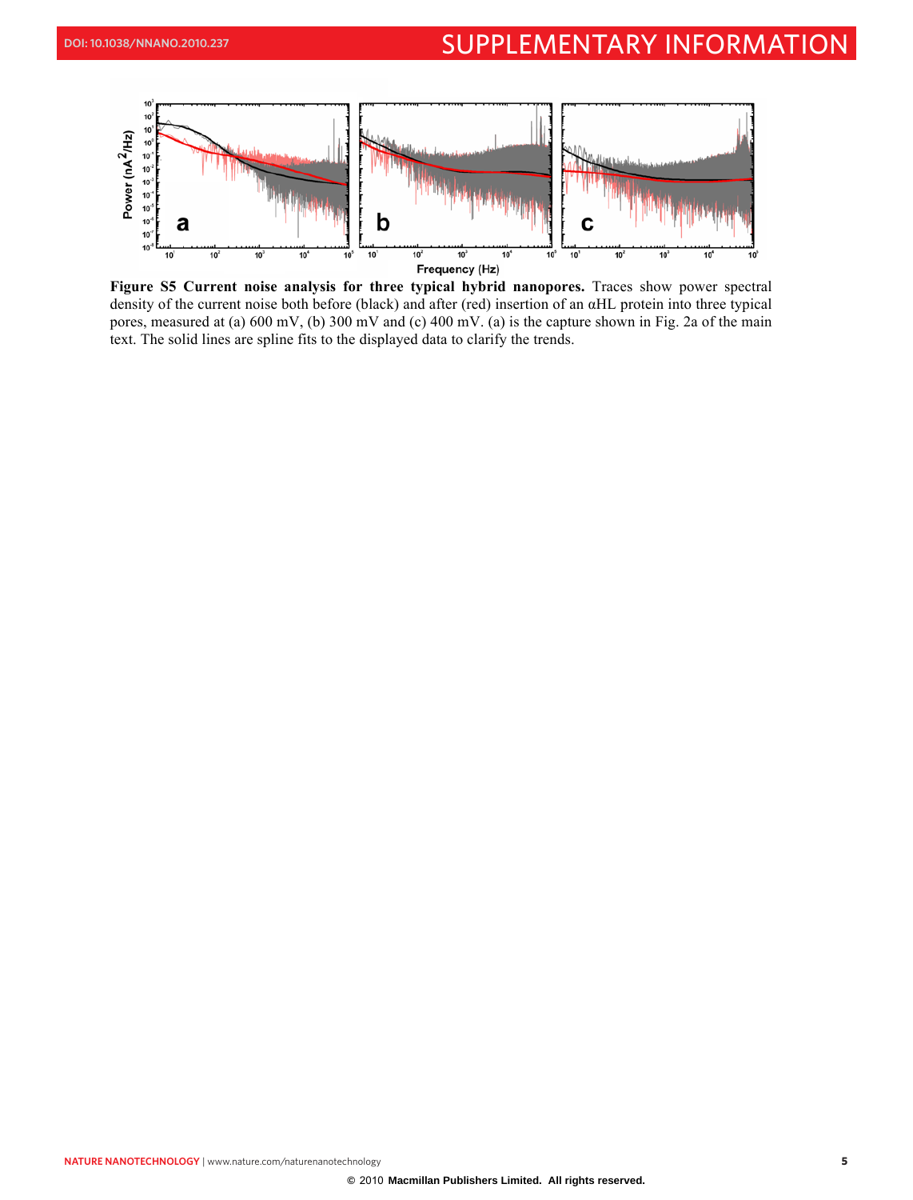**Figure S5 Current noise analysis for three typical hybrid nanopores.** Traces show power spectral density of the current noise both before (black) and after (red) insertion of an αHL protein into three typical pores, measured at (a) 600 mV, (b) 300 mV and (c) 400 mV. (a) is the capture shown in Fig. 2a of the main text. The solid lines are spline fits to the displayed data to clarify the trends.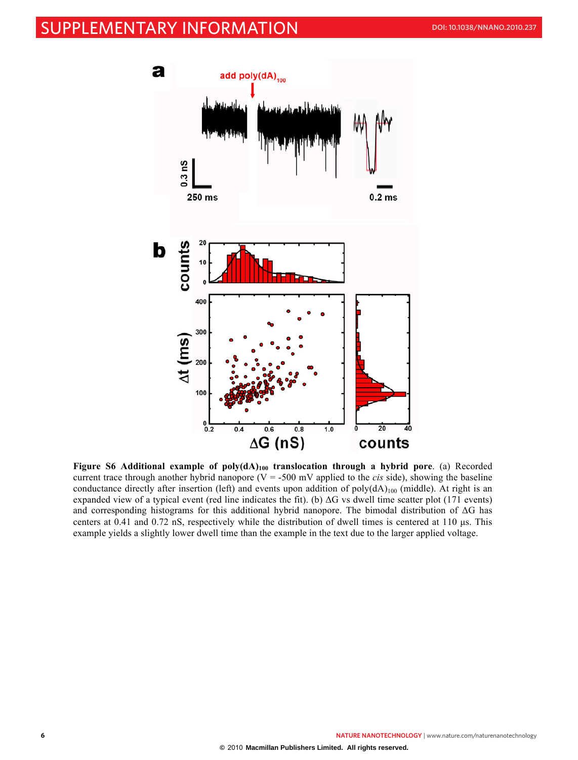**Figure S6 Additional example of poly(dA)$_{100}$ translocation through a hybrid pore**. (a) Recorded current trace through another hybrid nanopore (V = -500 mV applied to the *cis* side), showing the baseline conductance directly after insertion (left) and events upon addition of poly(dA)$_{100}$ (middle). At right is an expanded view of a typical event (red line indicates the fit). (b) ΔG vs dwell time scatter plot (171 events) and corresponding histograms for this additional hybrid nanopore. The bimodal distribution of ΔG has centers at 0.41 and 0.72 nS, respectively while the distribution of dwell times is centered at 110 µs. This example yields a slightly lower dwell time than the example in the text due to the larger applied voltage.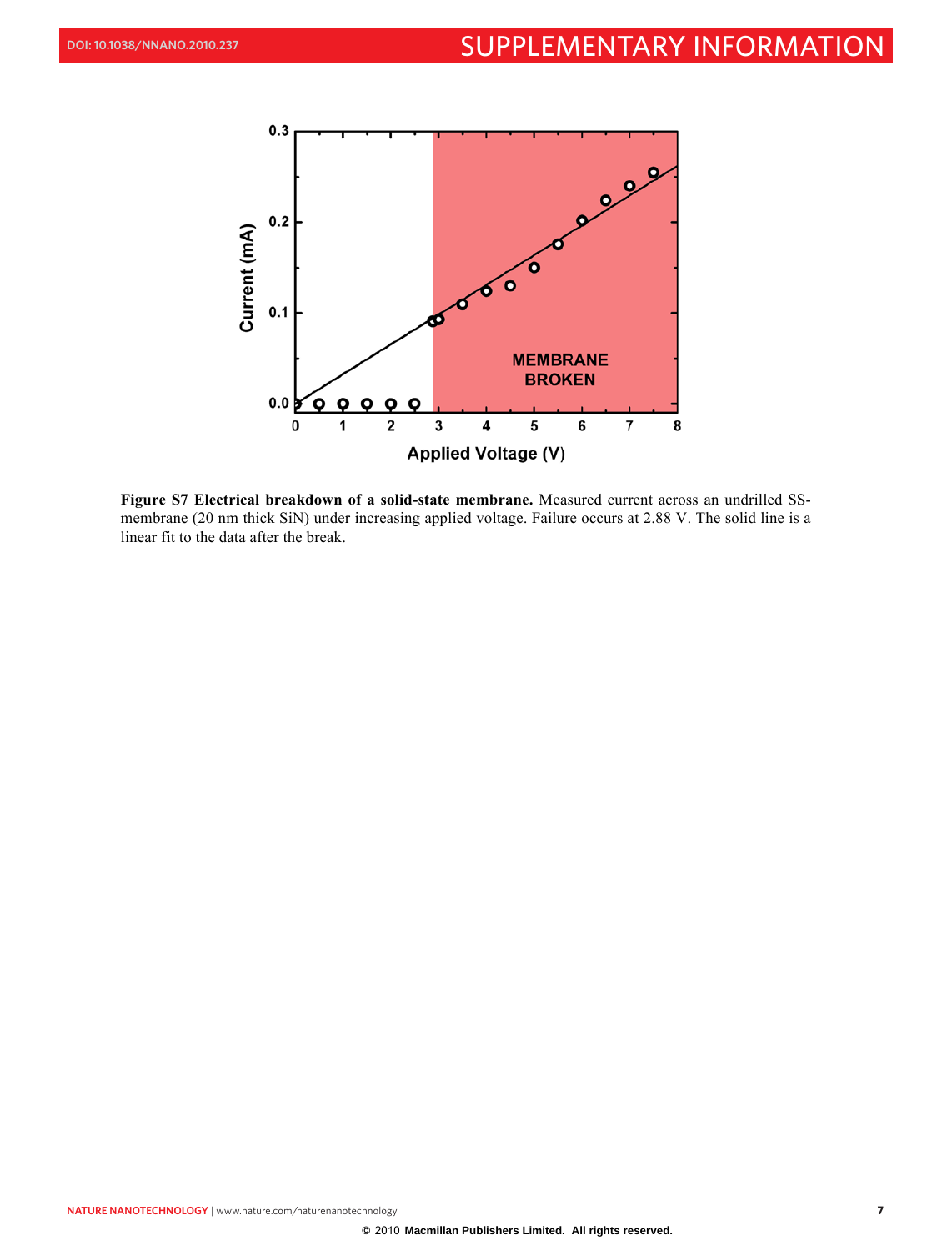0.3

0.2

0.1

0.0

Current (mA)

0 1 2 3 4 5 6 7 8

Applied Voltage (V)

MEMBRANE BROKEN

**Figure S7 Electrical breakdown of a solid-state membrane.** Measured current across an undrilled SS-membrane (20 nm thick SiN) under increasing applied voltage. Failure occurs at 2.88 V. The solid line is a linear fit to the data after the break.

© 2010 Macmillan Publishers Limited. All rights reserved.